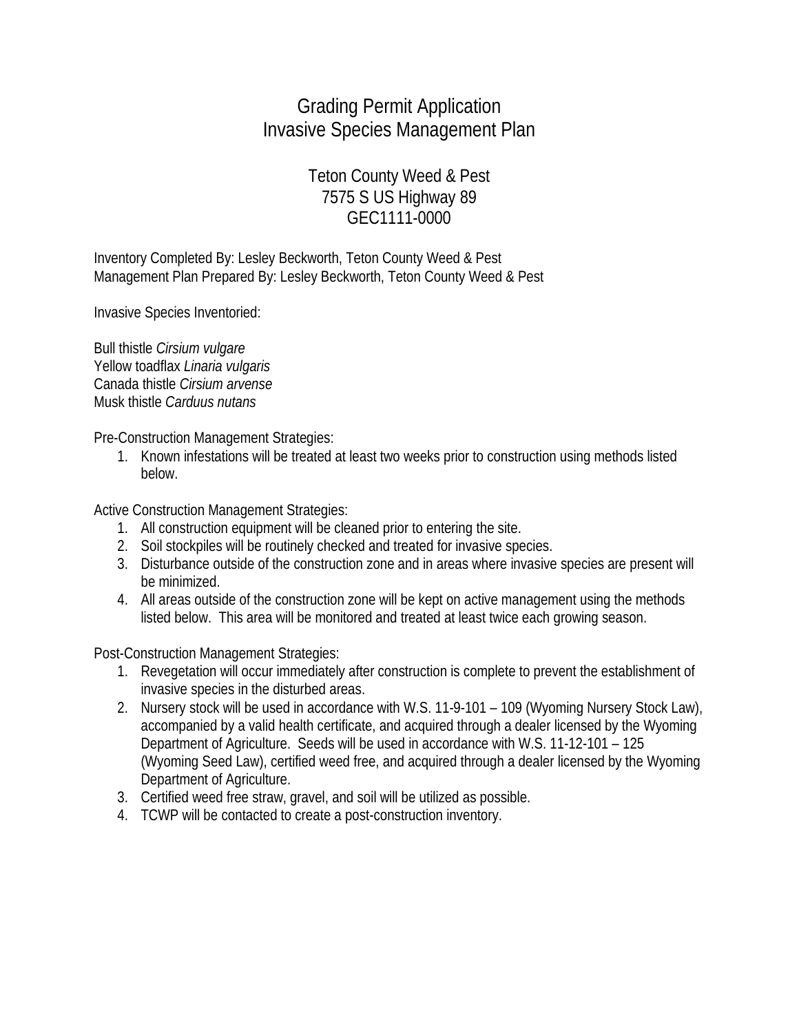# Grading Permit Application
# Invasive Species Management Plan

## Teton County Weed & Pest
## 7575 S US Highway 89
## GEC1111-0000

Inventory Completed By: Lesley Beckworth, Teton County Weed & Pest
Management Plan Prepared By: Lesley Beckworth, Teton County Weed & Pest

Invasive Species Inventoried:

Bull thistle *Cirsium vulgare*
Yellow toadflax *Linaria vulgaris*
Canada thistle *Cirsium arvense*
Musk thistle *Carduus nutans*

Pre-Construction Management Strategies:

1. Known infestations will be treated at least two weeks prior to construction using methods listed below.

Active Construction Management Strategies:

1. All construction equipment will be cleaned prior to entering the site.
2. Soil stockpiles will be routinely checked and treated for invasive species.
3. Disturbance outside of the construction zone and in areas where invasive species are present will be minimized.
4. All areas outside of the construction zone will be kept on active management using the methods listed below. This area will be monitored and treated at least twice each growing season.

Post-Construction Management Strategies:

1. Revegetation will occur immediately after construction is complete to prevent the establishment of invasive species in the disturbed areas.
2. Nursery stock will be used in accordance with W.S. 11-9-101 – 109 (Wyoming Nursery Stock Law), accompanied by a valid health certificate, and acquired through a dealer licensed by the Wyoming Department of Agriculture. Seeds will be used in accordance with W.S. 11-12-101 – 125 (Wyoming Seed Law), certified weed free, and acquired through a dealer licensed by the Wyoming Department of Agriculture.
3. Certified weed free straw, gravel, and soil will be utilized as possible.
4. TCWP will be contacted to create a post-construction inventory.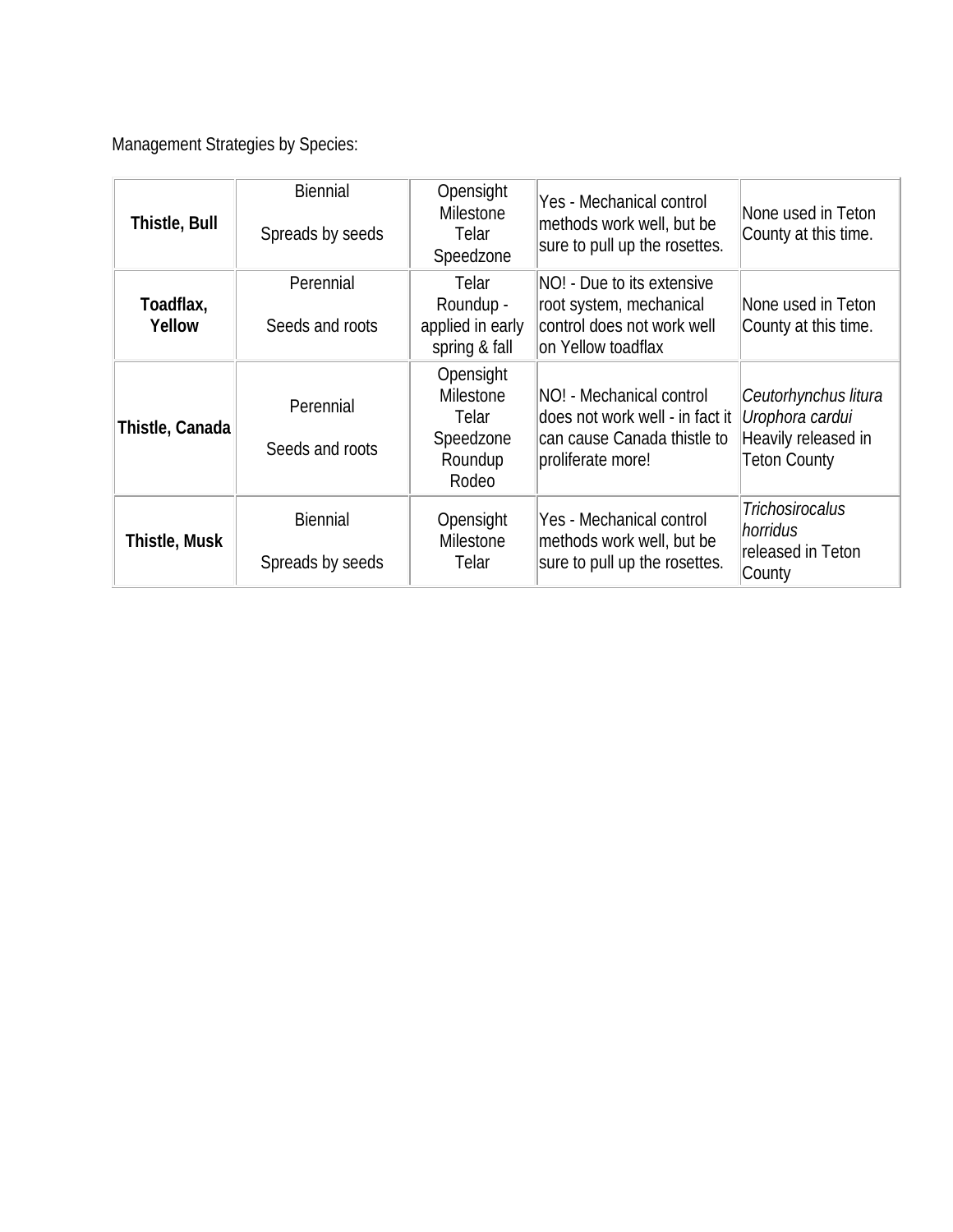Management Strategies by Species:

| | | | | |
|---|---|---|---|---|
| **Thistle, Bull** | Biennial<br><br>Spreads by seeds | Opensight<br>Milestone<br>Telar<br>Speedzone | Yes - Mechanical control methods work well, but be sure to pull up the rosettes. | None used in Teton County at this time. |
| **Toadflax, Yellow** | Perennial<br><br>Seeds and roots | Telar<br>Roundup - applied in early spring & fall | NO! - Due to its extensive root system, mechanical control does not work well on Yellow toadflax | None used in Teton County at this time. |
| **Thistle, Canada** | Perennial<br><br>Seeds and roots | Opensight<br>Milestone<br>Telar<br>Speedzone<br>Roundup<br>Rodeo | NO! - Mechanical control does not work well - in fact it can cause Canada thistle to proliferate more! | *Ceutorhynchus litura*<br>*Urophora cardui*<br>Heavily released in Teton County |
| **Thistle, Musk** | Biennial<br><br>Spreads by seeds | Opensight<br>Milestone<br>Telar | Yes - Mechanical control methods work well, but be sure to pull up the rosettes. | *Trichosirocalus horridus*<br>released in Teton County |